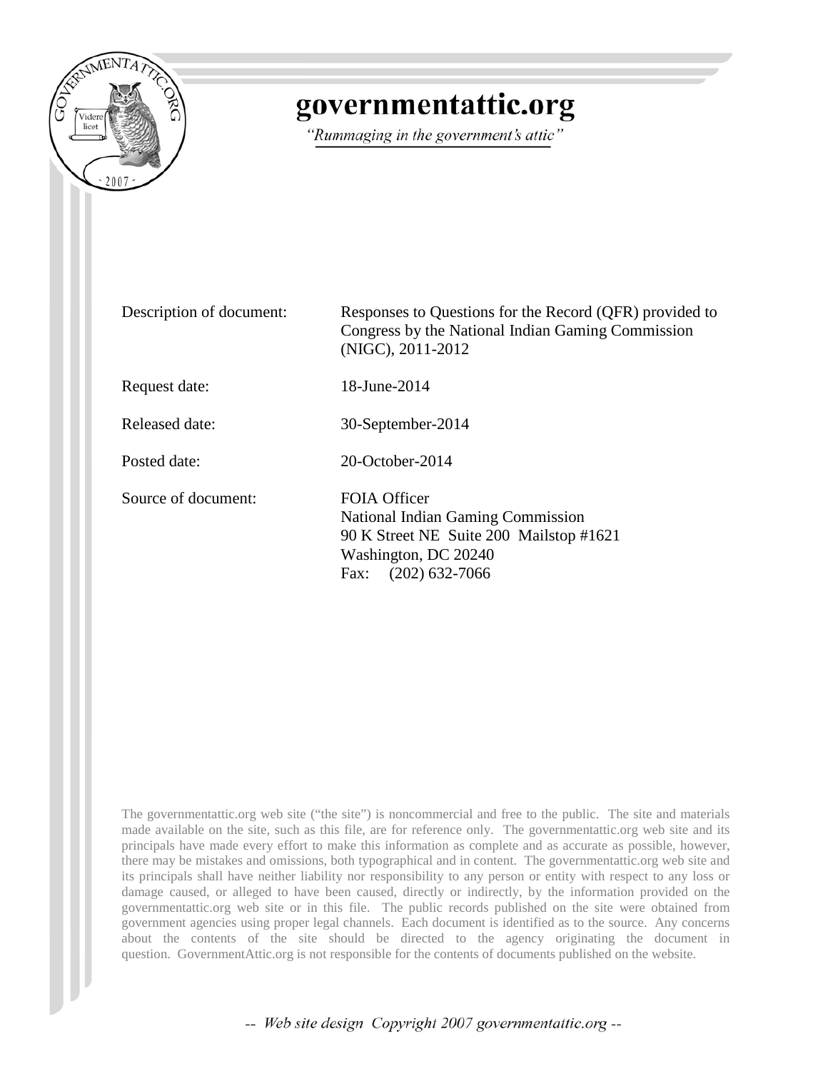# governmentattic.org

*"Rummaging in the government's attic"*

| | |
|---|---|
| Description of document: | Responses to Questions for the Record (QFR) provided to Congress by the National Indian Gaming Commission (NIGC), 2011-2012 |
| Request date: | 18-June-2014 |
| Released date: | 30-September-2014 |
| Posted date: | 20-October-2014 |
| Source of document: | FOIA Officer<br>National Indian Gaming Commission<br>90 K Street NE Suite 200 Mailstop #1621<br>Washington, DC 20240<br>Fax: (202) 632-7066 |

The governmentattic.org web site ("the site") is noncommercial and free to the public. The site and materials made available on the site, such as this file, are for reference only. The governmentattic.org web site and its principals have made every effort to make this information as complete and as accurate as possible, however, there may be mistakes and omissions, both typographical and in content. The governmentattic.org web site and its principals shall have neither liability nor responsibility to any person or entity with respect to any loss or damage caused, or alleged to have been caused, directly or indirectly, by the information provided on the governmentattic.org web site or in this file. The public records published on the site were obtained from government agencies using proper legal channels. Each document is identified as to the source. Any concerns about the contents of the site should be directed to the agency originating the document in question. GovernmentAttic.org is not responsible for the contents of documents published on the website.

-- Web site design Copyright 2007 governmentattic.org --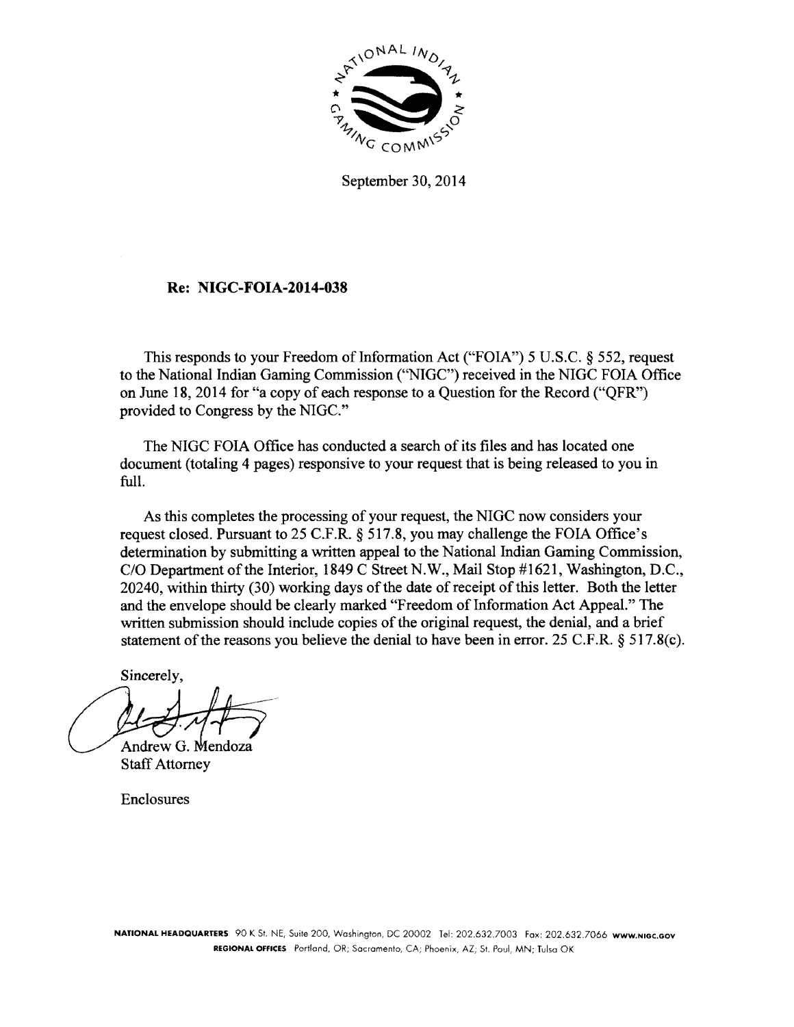September 30, 2014

**Re: NIGC-FOIA-2014-038**

This responds to your Freedom of Information Act ("FOIA") 5 U.S.C. § 552, request to the National Indian Gaming Commission ("NIGC") received in the NIGC FOIA Office on June 18, 2014 for "a copy of each response to a Question for the Record ("QFR") provided to Congress by the NIGC."

The NIGC FOIA Office has conducted a search of its files and has located one document (totaling 4 pages) responsive to your request that is being released to you in full.

As this completes the processing of your request, the NIGC now considers your request closed. Pursuant to 25 C.F.R. § 517.8, you may challenge the FOIA Office's determination by submitting a written appeal to the National Indian Gaming Commission, C/O Department of the Interior, 1849 C Street N.W., Mail Stop #1621, Washington, D.C., 20240, within thirty (30) working days of the date of receipt of this letter. Both the letter and the envelope should be clearly marked "Freedom of Information Act Appeal." The written submission should include copies of the original request, the denial, and a brief statement of the reasons you believe the denial to have been in error. 25 C.F.R. § 517.8(c).

Sincerely,

Andrew G. Mendoza
Staff Attorney

Enclosures

**NATIONAL HEADQUARTERS** 90 K St. NE, Suite 200, Washington, DC 20002 Tel: 202.632.7003 Fax: 202.632.7066 **WWW.NIGC.GOV**
**REGIONAL OFFICES** Portland, OR; Sacramento, CA; Phoenix, AZ; St. Paul, MN; Tulsa OK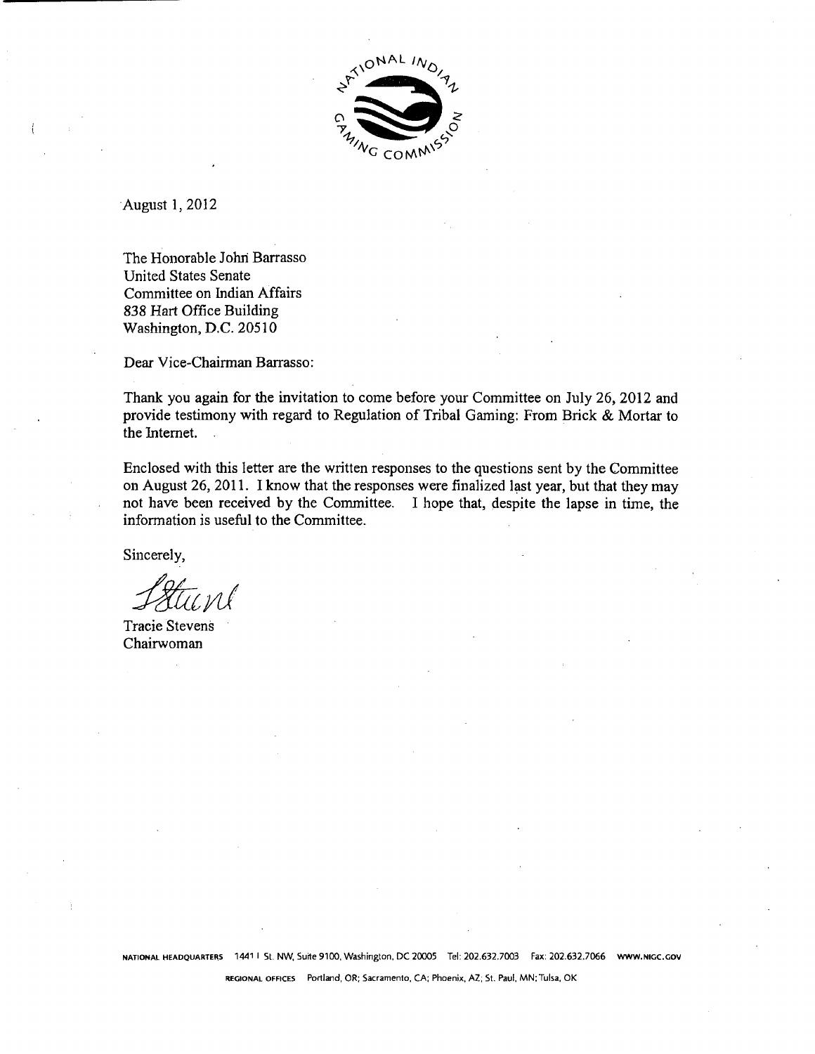August 1, 2012

The Honorable John Barrasso
United States Senate
Committee on Indian Affairs
838 Hart Office Building
Washington, D.C. 20510

Dear Vice-Chairman Barrasso:

Thank you again for the invitation to come before your Committee on July 26, 2012 and provide testimony with regard to Regulation of Tribal Gaming: From Brick & Mortar to the Internet.

Enclosed with this letter are the written responses to the questions sent by the Committee on August 26, 2011. I know that the responses were finalized last year, but that they may not have been received by the Committee. I hope that, despite the lapse in time, the information is useful to the Committee.

Sincerely,

Tracie Stevens
Chairwoman

NATIONAL HEADQUARTERS 1441 L St. NW, Suite 9100, Washington, DC 20005 Tel: 202.632.7003 Fax: 202.632.7066 WWW.NIGC.GOV

REGIONAL OFFICES Portland, OR; Sacramento, CA; Phoenix, AZ; St. Paul, MN; Tulsa, OK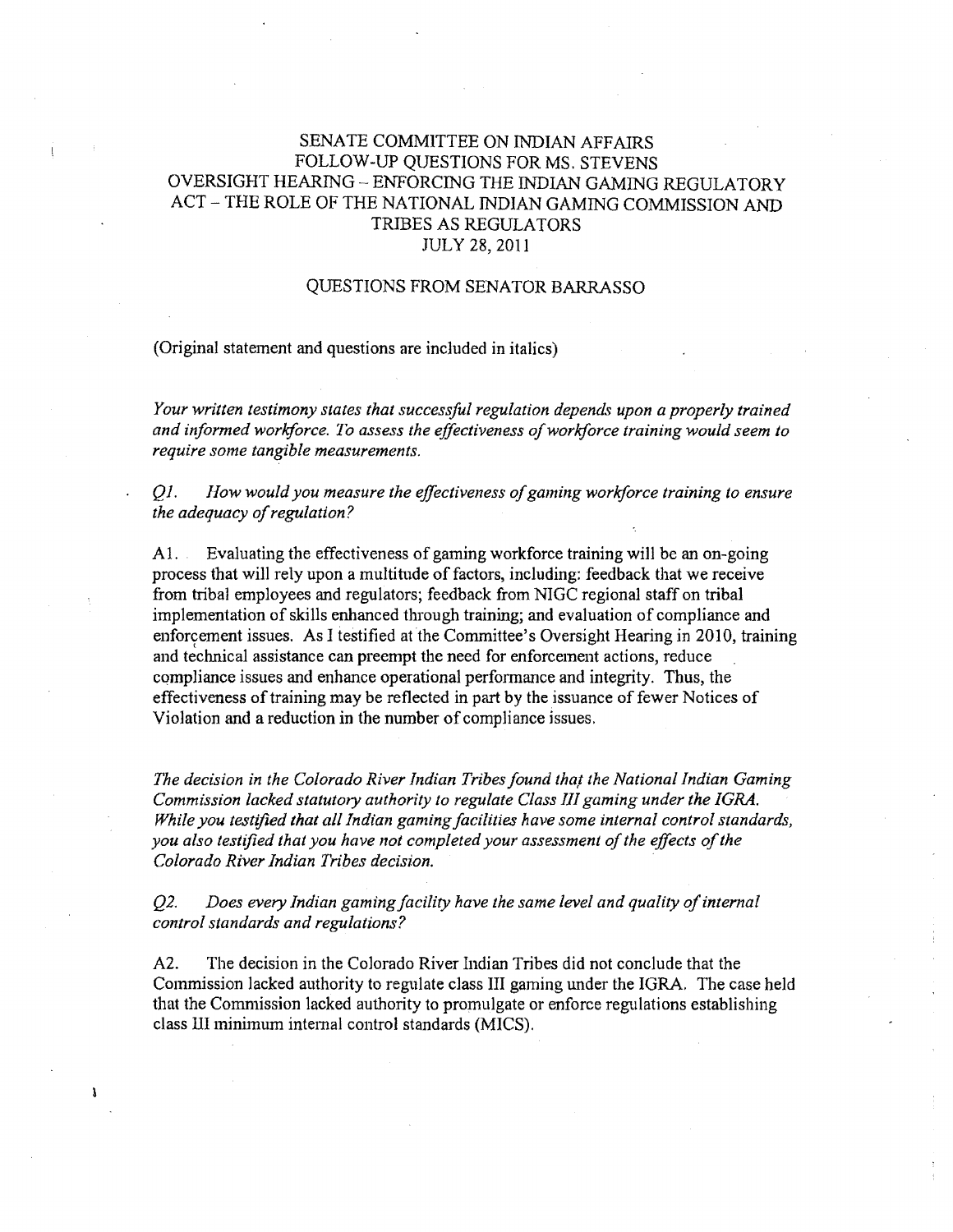# SENATE COMMITTEE ON INDIAN AFFAIRS
# FOLLOW-UP QUESTIONS FOR MS. STEVENS
# OVERSIGHT HEARING – ENFORCING THE INDIAN GAMING REGULATORY ACT – THE ROLE OF THE NATIONAL INDIAN GAMING COMMISSION AND TRIBES AS REGULATORS
# JULY 28, 2011

## QUESTIONS FROM SENATOR BARRASSO

(Original statement and questions are included in italics)

*Your written testimony states that successful regulation depends upon a properly trained and informed workforce. To assess the effectiveness of workforce training would seem to require some tangible measurements.*

*Q1. How would you measure the effectiveness of gaming workforce training to ensure the adequacy of regulation?*

A1. Evaluating the effectiveness of gaming workforce training will be an on-going process that will rely upon a multitude of factors, including: feedback that we receive from tribal employees and regulators; feedback from NIGC regional staff on tribal implementation of skills enhanced through training; and evaluation of compliance and enforcement issues. As I testified at the Committee's Oversight Hearing in 2010, training and technical assistance can preempt the need for enforcement actions, reduce compliance issues and enhance operational performance and integrity. Thus, the effectiveness of training may be reflected in part by the issuance of fewer Notices of Violation and a reduction in the number of compliance issues.

*The decision in the Colorado River Indian Tribes found that the National Indian Gaming Commission lacked statutory authority to regulate Class III gaming under the IGRA. While you testified that all Indian gaming facilities have some internal control standards, you also testified that you have not completed your assessment of the effects of the Colorado River Indian Tribes decision.*

*Q2. Does every Indian gaming facility have the same level and quality of internal control standards and regulations?*

A2. The decision in the Colorado River Indian Tribes did not conclude that the Commission lacked authority to regulate class III gaming under the IGRA. The case held that the Commission lacked authority to promulgate or enforce regulations establishing class III minimum internal control standards (MICS).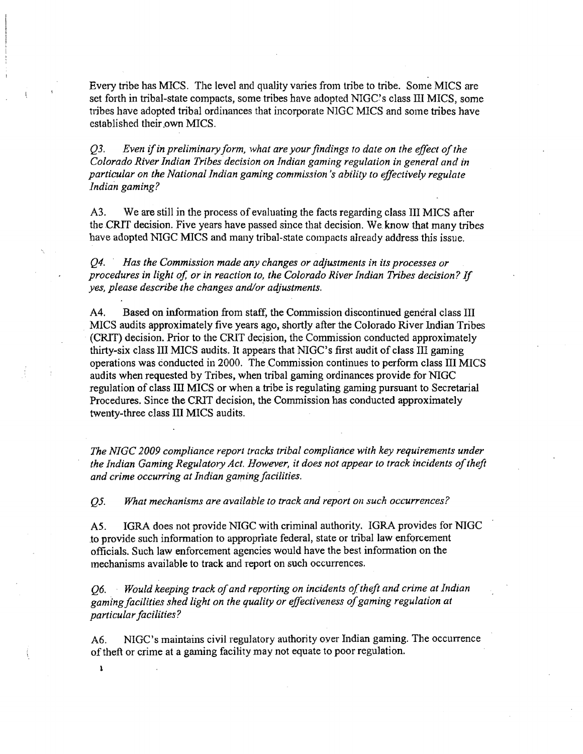Every tribe has MICS. The level and quality varies from tribe to tribe. Some MICS are set forth in tribal-state compacts, some tribes have adopted NIGC's class III MICS, some tribes have adopted tribal ordinances that incorporate NIGC MICS and some tribes have established their own MICS.

*Q3. Even if in preliminary form, what are your findings to date on the effect of the Colorado River Indian Tribes decision on Indian gaming regulation in general and in particular on the National Indian gaming commission's ability to effectively regulate Indian gaming?*

A3. We are still in the process of evaluating the facts regarding class III MICS after the CRIT decision. Five years have passed since that decision. We know that many tribes have adopted NIGC MICS and many tribal-state compacts already address this issue.

*Q4. Has the Commission made any changes or adjustments in its processes or procedures in light of, or in reaction to, the Colorado River Indian Tribes decision? If yes, please describe the changes and/or adjustments.*

A4. Based on information from staff, the Commission discontinued general class III MICS audits approximately five years ago, shortly after the Colorado River Indian Tribes (CRIT) decision. Prior to the CRIT decision, the Commission conducted approximately thirty-six class III MICS audits. It appears that NIGC's first audit of class III gaming operations was conducted in 2000. The Commission continues to perform class III MICS audits when requested by Tribes, when tribal gaming ordinances provide for NIGC regulation of class III MICS or when a tribe is regulating gaming pursuant to Secretarial Procedures. Since the CRIT decision, the Commission has conducted approximately twenty-three class III MICS audits.

*The NIGC 2009 compliance report tracks tribal compliance with key requirements under the Indian Gaming Regulatory Act. However, it does not appear to track incidents of theft and crime occurring at Indian gaming facilities.*

*Q5. What mechanisms are available to track and report on such occurrences?*

A5. IGRA does not provide NIGC with criminal authority. IGRA provides for NIGC to provide such information to appropriate federal, state or tribal law enforcement officials. Such law enforcement agencies would have the best information on the mechanisms available to track and report on such occurrences.

*Q6. Would keeping track of and reporting on incidents of theft and crime at Indian gaming facilities shed light on the quality or effectiveness of gaming regulation at particular facilities?*

A6. NIGC's maintains civil regulatory authority over Indian gaming. The occurrence of theft or crime at a gaming facility may not equate to poor regulation.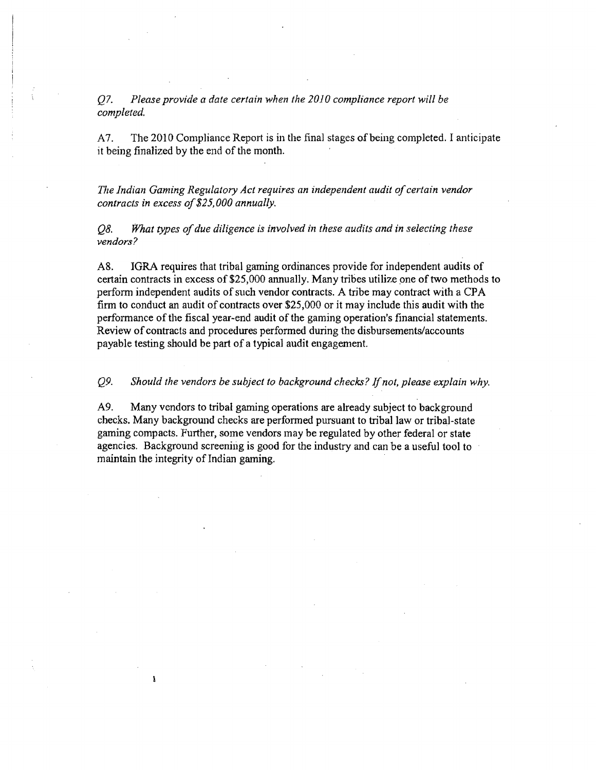*Q7. Please provide a date certain when the 2010 compliance report will be completed.*

A7. The 2010 Compliance Report is in the final stages of being completed. I anticipate it being finalized by the end of the month.

*The Indian Gaming Regulatory Act requires an independent audit of certain vendor contracts in excess of $25,000 annually.*

*Q8. What types of due diligence is involved in these audits and in selecting these vendors?*

A8. IGRA requires that tribal gaming ordinances provide for independent audits of certain contracts in excess of $25,000 annually. Many tribes utilize one of two methods to perform independent audits of such vendor contracts. A tribe may contract with a CPA firm to conduct an audit of contracts over $25,000 or it may include this audit with the performance of the fiscal year-end audit of the gaming operation's financial statements. Review of contracts and procedures performed during the disbursements/accounts payable testing should be part of a typical audit engagement.

*Q9. Should the vendors be subject to background checks? If not, please explain why.*

A9. Many vendors to tribal gaming operations are already subject to background checks. Many background checks are performed pursuant to tribal law or tribal-state gaming compacts. Further, some vendors may be regulated by other federal or state agencies. Background screening is good for the industry and can be a useful tool to maintain the integrity of Indian gaming.